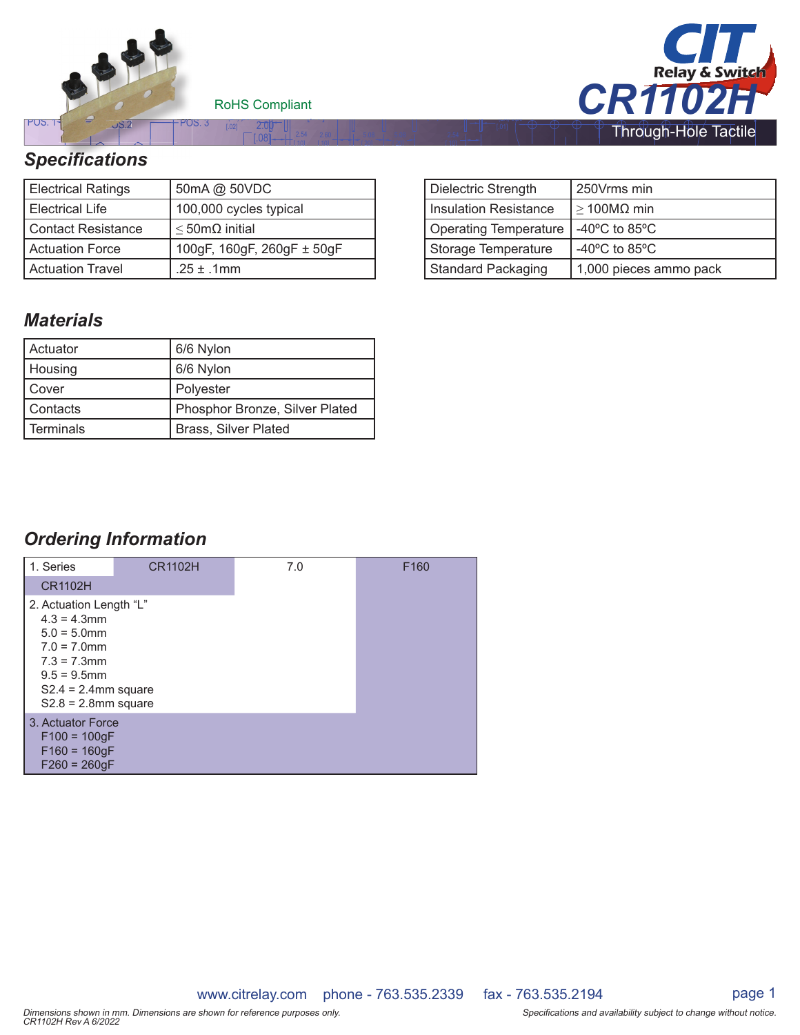RoHS Compliant

# CR1102H

Through-Hole Tactile

## Specifications

| Electrical Ratings | 50mA @ 50VDC |
|---|---|
| Electrical Life | 100,000 cycles typical |
| Contact Resistance | ≤ 50mΩ initial |
| Actuation Force | 100gF, 160gF, 260gF ± 50gF |
| Actuation Travel | .25 ± .1mm |

| Dielectric Strength | 250Vrms min |
|---|---|
| Insulation Resistance | ≥ 100MΩ min |
| Operating Temperature | -40ºC to 85ºC |
| Storage Temperature | -40ºC to 85ºC |
| Standard Packaging | 1,000 pieces ammo pack |

## Materials

| Actuator | 6/6 Nylon |
|---|---|
| Housing | 6/6 Nylon |
| Cover | Polyester |
| Contacts | Phosphor Bronze, Silver Plated |
| Terminals | Brass, Silver Plated |

## Ordering Information

| 1. Series | CR1102H | 7.0 | F160 |
|---|---|---|---|

1. Series
   - CR1102H

2. Actuation Length "L"
   - 4.3 = 4.3mm
   - 5.0 = 5.0mm
   - 7.0 = 7.0mm
   - 7.3 = 7.3mm
   - 9.5 = 9.5mm
   - S2.4 = 2.4mm square
   - S2.8 = 2.8mm square

3. Actuator Force
   - F100 = 100gF
   - F160 = 160gF
   - F260 = 260gF

www.citrelay.com phone - 763.535.2339 fax - 763.535.2194

*Dimensions shown in mm. Dimensions are shown for reference purposes only.*
*CR1102H Rev A 6/2022*

*Specifications and availability subject to change without notice.*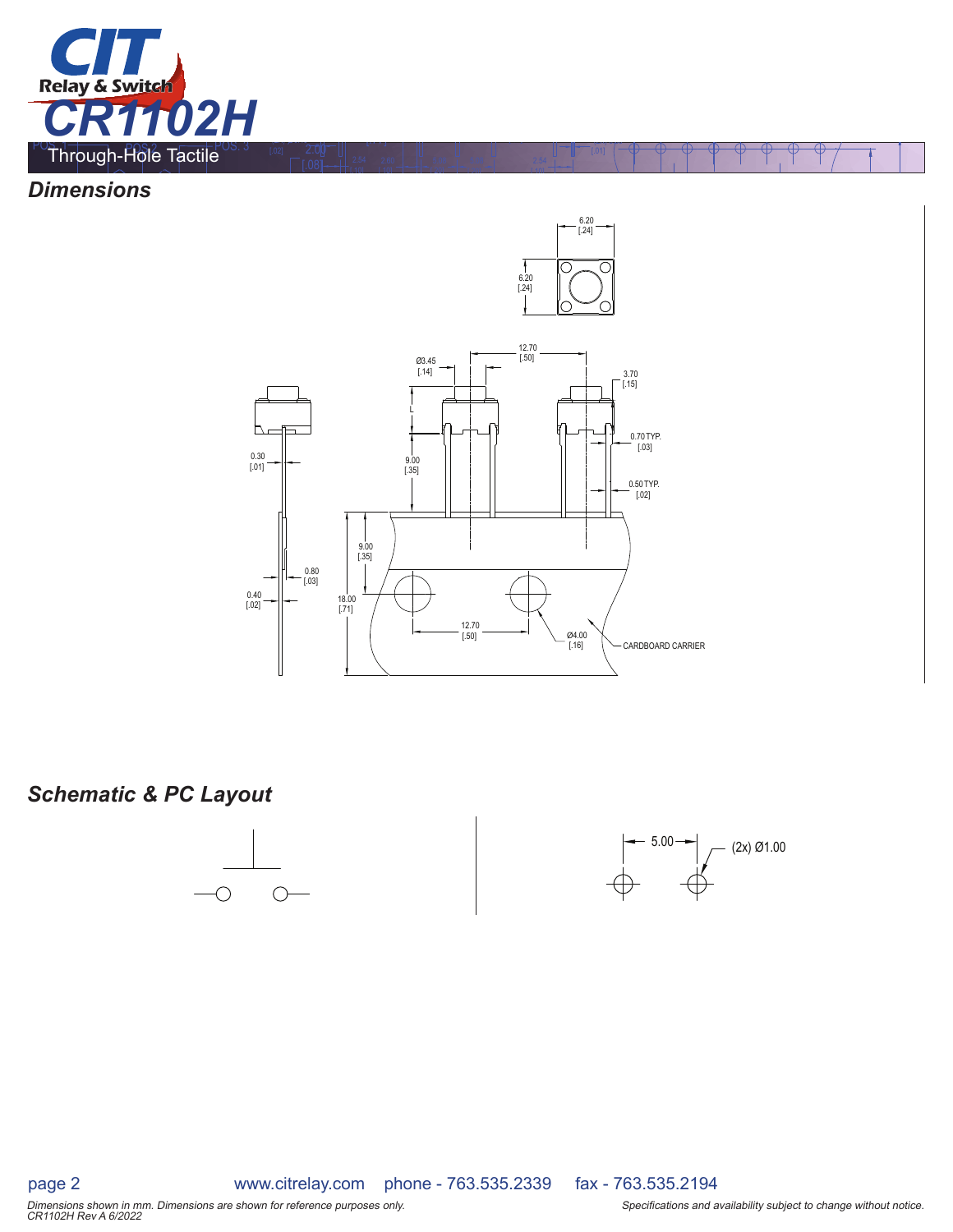# CR1102H

Through-Hole Tactile

## Dimensions

6.20
[.24]

6.20
[.24]

12.70
[.50]

Ø3.45
[.14]

3.70
[.15]

L

0.70 TYP.
[.03]

9.00
[.35]

0.30
[.01]

0.50 TYP.
[.02]

9.00
[.35]

0.80
[.03]

0.40
[.02]

18.00
[.71]

12.70
[.50]

Ø4.00
[.16]

CARDBOARD CARRIER

## Schematic & PC Layout

5.00

(2x) Ø1.00

www.citrelay.com phone - 763.535.2339 fax - 763.535.2194

*Dimensions shown in mm. Dimensions are shown for reference purposes only.*
*CR1102H Rev A 6/2022*

*Specifications and availability subject to change without notice.*